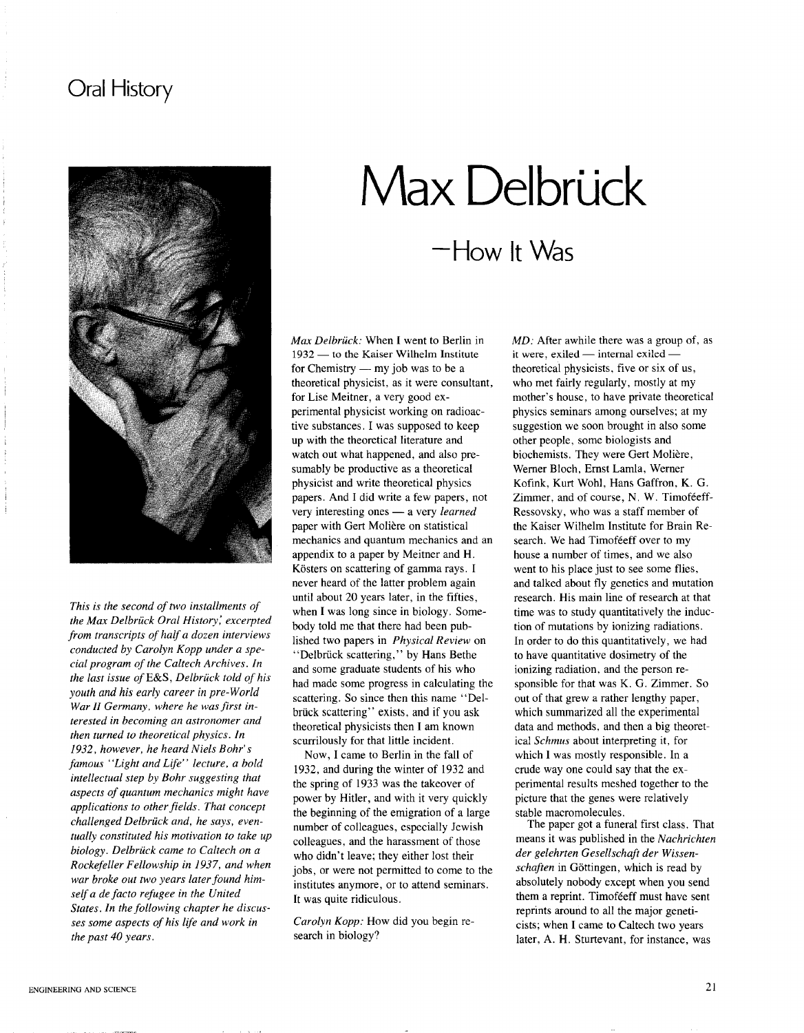Oral History

# Max Delbrück

## —How It Was

*This is the second of two installments of the Max Delbrück Oral History,' excerpted from transcripts of half a dozen interviews conducted by Carolyn Kopp under a special program of the Caltech Archives. In the last issue of* E&S, *Delbrück told of his youth and his early career in pre-World War II Germany, where he was first interested in becoming an astronomer and then turned to theoretical physics. In 1932, however, he heard Niels Bohr's famous "Light and Life" lecture, a bold intellectual step by Bohr suggesting that aspects of quantum mechanics might have applications to other fields. That concept challenged Delbrück and, he says, eventually constituted his motivation to take up biology. Delbrück came to Caltech on a Rockefeller Fellowship in 1937, and when war broke out two years later found himself a de facto refugee in the United States. In the following chapter he discusses some aspects of his life and work in the past 40 years.*

*Max Delbrück:* When I went to Berlin in 1932 — to the Kaiser Wilhelm Institute for Chemistry — my job was to be a theoretical physicist, as it were consultant, for Lise Meitner, a very good experimental physicist working on radioactive substances. I was supposed to keep up with the theoretical literature and watch out what happened, and also presumably be productive as a theoretical physicist and write theoretical physics papers. And I did write a few papers, not very interesting ones — a very *learned* paper with Gert Molière on statistical mechanics and quantum mechanics and an appendix to a paper by Meitner and H. Kösters on scattering of gamma rays. I never heard of the latter problem again until about 20 years later, in the fifties, when I was long since in biology. Somebody told me that there had been published two papers in *Physical Review* on "Delbrück scattering," by Hans Bethe and some graduate students of his who had made some progress in calculating the scattering. So since then this name "Delbrück scattering" exists, and if you ask theoretical physicists then I am known scurrilously for that little incident.

Now, I came to Berlin in the fall of 1932, and during the winter of 1932 and the spring of 1933 was the takeover of power by Hitler, and with it very quickly the beginning of the emigration of a large number of colleagues, especially Jewish colleagues, and the harassment of those who didn't leave; they either lost their jobs, or were not permitted to come to the institutes anymore, or to attend seminars. It was quite ridiculous.

*Carolyn Kopp:* How did you begin research in biology?

*MD:* After awhile there was a group of, as it were, exiled — internal exiled — theoretical physicists, five or six of us, who met fairly regularly, mostly at my mother's house, to have private theoretical physics seminars among ourselves; at my suggestion we soon brought in also some other people, some biologists and biochemists. They were Gert Molière, Werner Bloch, Ernst Lamla, Werner Kofink, Kurt Wohl, Hans Gaffron, K. G. Zimmer, and of course, N. W. Timoféeff-Ressovsky, who was a staff member of the Kaiser Wilhelm Institute for Brain Research. We had Timoféeff over to my house a number of times, and we also went to his place just to see some flies, and talked about fly genetics and mutation research. His main line of research at that time was to study quantitatively the induction of mutations by ionizing radiations. In order to do this quantitatively, we had to have quantitative dosimetry of the ionizing radiation, and the person responsible for that was K. G. Zimmer. So out of that grew a rather lengthy paper, which summarized all the experimental data and methods, and then a big theoretical *Schmus* about interpreting it, for which I was mostly responsible. In a crude way one could say that the experimental results meshed together to the picture that the genes were relatively stable macromolecules.

The paper got a funeral first class. That means it was published in the *Nachrichten der gelehrten Gesellschaft der Wissenschaften* in Göttingen, which is read by absolutely nobody except when you send them a reprint. Timoféeff must have sent reprints around to all the major geneticists; when I came to Caltech two years later, A. H. Sturtevant, for instance, was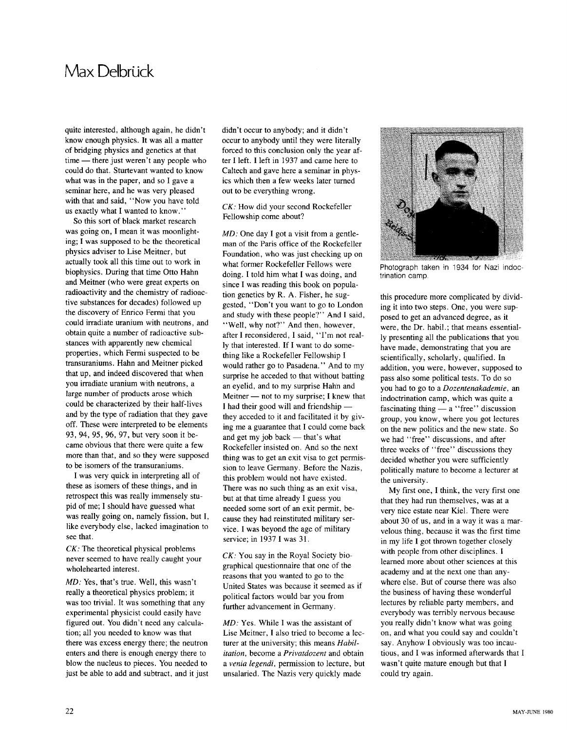quite interested, although again, he didn't know enough physics. It was all a matter of bridging physics and genetics at that time — there just weren't any people who could do that. Sturtevant wanted to know what was in the paper, and so I gave a seminar here, and he was very pleased with that and said, "Now you have told us exactly what I wanted to know."

So this sort of black market research was going on, I mean it was moonlighting; I was supposed to be the theoretical physics adviser to Lise Meitner, but actually took all this time out to work in biophysics. During that time Otto Hahn and Meitner (who were great experts on radioactivity and the chemistry of radioactive substances for decades) followed up the discovery of Enrico Fermi that you could irradiate uranium with neutrons, and obtain quite a number of radioactive substances with apparently new chemical properties, which Fermi suspected to be transuraniums. Hahn and Meitner picked that up, and indeed discovered that when you irradiate uranium with neutrons, a large number of products arose which could be characterized by their half-lives and by the type of radiation that they gave off. These were interpreted to be elements 93, 94, 95, 96, 97, but very soon it became obvious that there were quite a few more than that, and so they were supposed to be isomers of the transuraniums.

I was very quick in interpreting all of these as isomers of these things, and in retrospect this was really immensely stupid of me; I should have guessed what was really going on, namely fission, but I, like everybody else, lacked imagination to see that.

*CK:* The theoretical physical problems never seemed to have really caught your wholehearted interest.

*MD:* Yes, that's true. Well, this wasn't really a theoretical physics problem; it was too trivial. It was something that any experimental physicist could easily have figured out. You didn't need any calculation; all you needed to know was that there was excess energy there; the neutron enters and there is enough energy there to blow the nucleus to pieces. You needed to just be able to add and subtract, and it just didn't occur to anybody; and it didn't occur to anybody until they were literally forced to this conclusion only the year after I left. I left in 1937 and came here to Caltech and gave here a seminar in physics which then a few weeks later turned out to be everything wrong.

*CK:* How did your second Rockefeller Fellowship come about?

*MD:* One day I got a visit from a gentleman of the Paris office of the Rockefeller Foundation, who was just checking up on what former Rockefeller Fellows were doing. I told him what I was doing, and since I was reading this book on population genetics by R. A. Fisher, he suggested, "Don't you want to go to London and study with these people?" And I said, "Well, why not?" And then, however, after I reconsidered, I said, "I'm not really that interested. If I want to do something like a Rockefeller Fellowship I would rather go to Pasadena." And to my surprise he acceded to that without batting an eyelid, and to my surprise Hahn and Meitner — not to my surprise; I knew that I had their good will and friendship — they acceded to it and facilitated it by giving me a guarantee that I could come back and get my job back — that's what Rockefeller insisted on. And so the next thing was to get an exit visa to get permission to leave Germany. Before the Nazis, this problem would not have existed. There was no such thing as an exit visa, but at that time already I guess you needed some sort of an exit permit, because they had reinstituted military service. I was beyond the age of military service; in 1937 I was 31.

*CK:* You say in the Royal Society biographical questionnaire that one of the reasons that you wanted to go to the United States was because it seemed as if political factors would bar you from further advancement in Germany.

*MD:* Yes. While I was the assistant of Lise Meitner, I also tried to become a lecturer at the university; this means *Habilitation*, become a *Privatdozent* and obtain a *venia legendi*, permission to lecture, but unsalaried. The Nazis very quickly made this procedure more complicated by dividing it into two steps. One, you were supposed to get an advanced degree, as it were, the Dr. habil.; that means essentially presenting all the publications that you have made, demonstrating that you are scientifically, scholarly, qualified. In addition, you were, however, supposed to pass also some political tests. To do so you had to go to a *Dozentenakademie*, an indoctrination camp, which was quite a fascinating thing — a "free" discussion group, you know, where you got lectures on the new politics and the new state. So we had "free" discussions, and after three weeks of "free" discussions they decided whether you were sufficiently politically mature to become a lecturer at the university.

My first one, I think, the very first one that they had run themselves, was at a very nice estate near Kiel. There were about 30 of us, and in a way it was a marvelous thing, because it was the first time in my life I got thrown together closely with people from other disciplines. I learned more about other sciences at this academy and at the next one than anywhere else. But of course there was also the business of having these wonderful lectures by reliable party members, and everybody was terribly nervous because you really didn't know what was going on, and what you could say and couldn't say. Anyhow I obviously was too incautious, and I was informed afterwards that I wasn't quite mature enough but that I could try again.

Photograph taken in 1934 for Nazi indoctrination camp.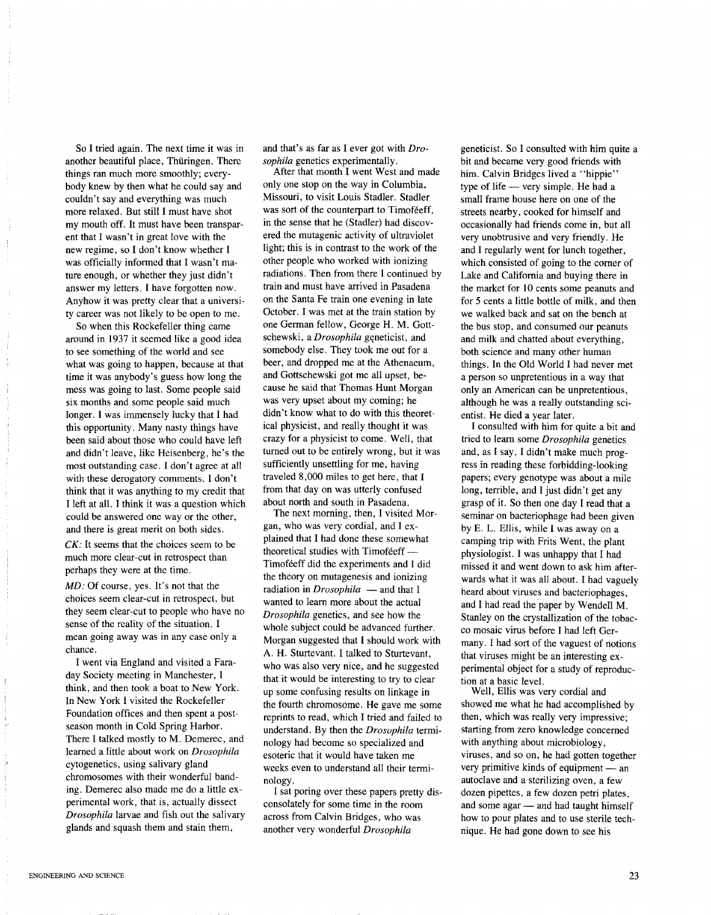So I tried again. The next time it was in another beautiful place, Thüringen. There things ran much more smoothly; everybody knew by then what he could say and couldn't say and everything was much more relaxed. But still I must have shot my mouth off. It must have been transparent that I wasn't in great love with the new regime, so I don't know whether I was officially informed that I wasn't mature enough, or whether they just didn't answer my letters. I have forgotten now. Anyhow it was pretty clear that a university career was not likely to be open to me.

So when this Rockefeller thing came around in 1937 it seemed like a good idea to see something of the world and see what was going to happen, because at that time it was anybody's guess how long the mess was going to last. Some people said six months and some people said much longer. I was immensely lucky that I had this opportunity. Many nasty things have been said about those who could have left and didn't leave, like Heisenberg, he's the most outstanding case. I don't agree at all with these derogatory comments. I don't think that it was anything to my credit that I left at all. I think it was a question which could be answered one way or the other, and there is great merit on both sides.

*CK:* It seems that the choices seem to be much more clear-cut in retrospect than perhaps they were at the time.

*MD:* Of course, yes. It's not that the choices seem clear-cut in retrospect, but they seem clear-cut to people who have no sense of the reality of the situation. I mean going away was in any case only a chance.

I went via England and visited a Faraday Society meeting in Manchester, I think, and then took a boat to New York. In New York I visited the Rockefeller Foundation offices and then spent a post-season month in Cold Spring Harbor. There I talked mostly to M. Demerec, and learned a little about work on *Drosophila* cytogenetics, using salivary gland chromosomes with their wonderful banding. Demerec also made me do a little experimental work, that is, actually dissect *Drosophila* larvae and fish out the salivary glands and squash them and stain them, and that's as far as I ever got with *Drosophila* genetics experimentally.

After that month I went West and made only one stop on the way in Columbia, Missouri, to visit Louis Stadler. Stadler was sort of the counterpart to Timoféeff, in the sense that he (Stadler) had discovered the mutagenic activity of ultraviolet light; this is in contrast to the work of the other people who worked with ionizing radiations. Then from there I continued by train and must have arrived in Pasadena on the Santa Fe train one evening in late October. I was met at the train station by one German fellow, George H. M. Gottschewski, a *Drosophila* geneticist, and somebody else. They took me out for a beer, and dropped me at the Athenaeum, and Gottschewski got me all upset, because he said that Thomas Hunt Morgan was very upset about my coming; he didn't know what to do with this theoretical physicist, and really thought it was crazy for a physicist to come. Well, that turned out to be entirely wrong, but it was sufficiently unsettling for me, having traveled 8,000 miles to get here, that I from that day on was utterly confused about north and south in Pasadena.

The next morning, then, I visited Morgan, who was very cordial, and I explained that I had done these somewhat theoretical studies with Timoféeff — Timoféeff did the experiments and I did the theory on mutagenesis and ionizing radiation in *Drosophila* — and that I wanted to learn more about the actual *Drosophila* genetics, and see how the whole subject could be advanced further. Morgan suggested that I should work with A. H. Sturtevant. I talked to Sturtevant, who was also very nice, and he suggested that it would be interesting to try to clear up some confusing results on linkage in the fourth chromosome. He gave me some reprints to read, which I tried and failed to understand. By then the *Drosophila* terminology had become so specialized and esoteric that it would have taken me weeks even to understand all their terminology.

I sat poring over these papers pretty disconsolately for some time in the room across from Calvin Bridges, who was another very wonderful *Drosophila* geneticist. So I consulted with him quite a bit and became very good friends with him. Calvin Bridges lived a "hippie" type of life — very simple. He had a small frame house here on one of the streets nearby, cooked for himself and occasionally had friends come in, but all very unobtrusive and very friendly. He and I regularly went for lunch together, which consisted of going to the corner of Lake and California and buying there in the market for 10 cents some peanuts and for 5 cents a little bottle of milk, and then we walked back and sat on the bench at the bus stop, and consumed our peanuts and milk and chatted about everything, both science and many other human things. In the Old World I had never met a person so unpretentious in a way that only an American can be unpretentious, although he was a really outstanding scientist. He died a year later.

I consulted with him for quite a bit and tried to learn some *Drosophila* genetics and, as I say, I didn't make much progress in reading these forbidding-looking papers; every genotype was about a mile long, terrible, and I just didn't get any grasp of it. So then one day I read that a seminar on bacteriophage had been given by E. L. Ellis, while I was away on a camping trip with Frits Went, the plant physiologist. I was unhappy that I had missed it and went down to ask him afterwards what it was all about. I had vaguely heard about viruses and bacteriophages, and I had read the paper by Wendell M. Stanley on the crystallization of the tobacco mosaic virus before I had left Germany. I had sort of the vaguest of notions that viruses might be an interesting experimental object for a study of reproduction at a basic level.

Well, Ellis was very cordial and showed me what he had accomplished by then, which was really very impressive; starting from zero knowledge concerned with anything about microbiology, viruses, and so on, he had gotten together very primitive kinds of equipment — an autoclave and a sterilizing oven, a few dozen pipettes, a few dozen petri plates, and some agar — and had taught himself how to pour plates and to use sterile technique. He had gone down to see his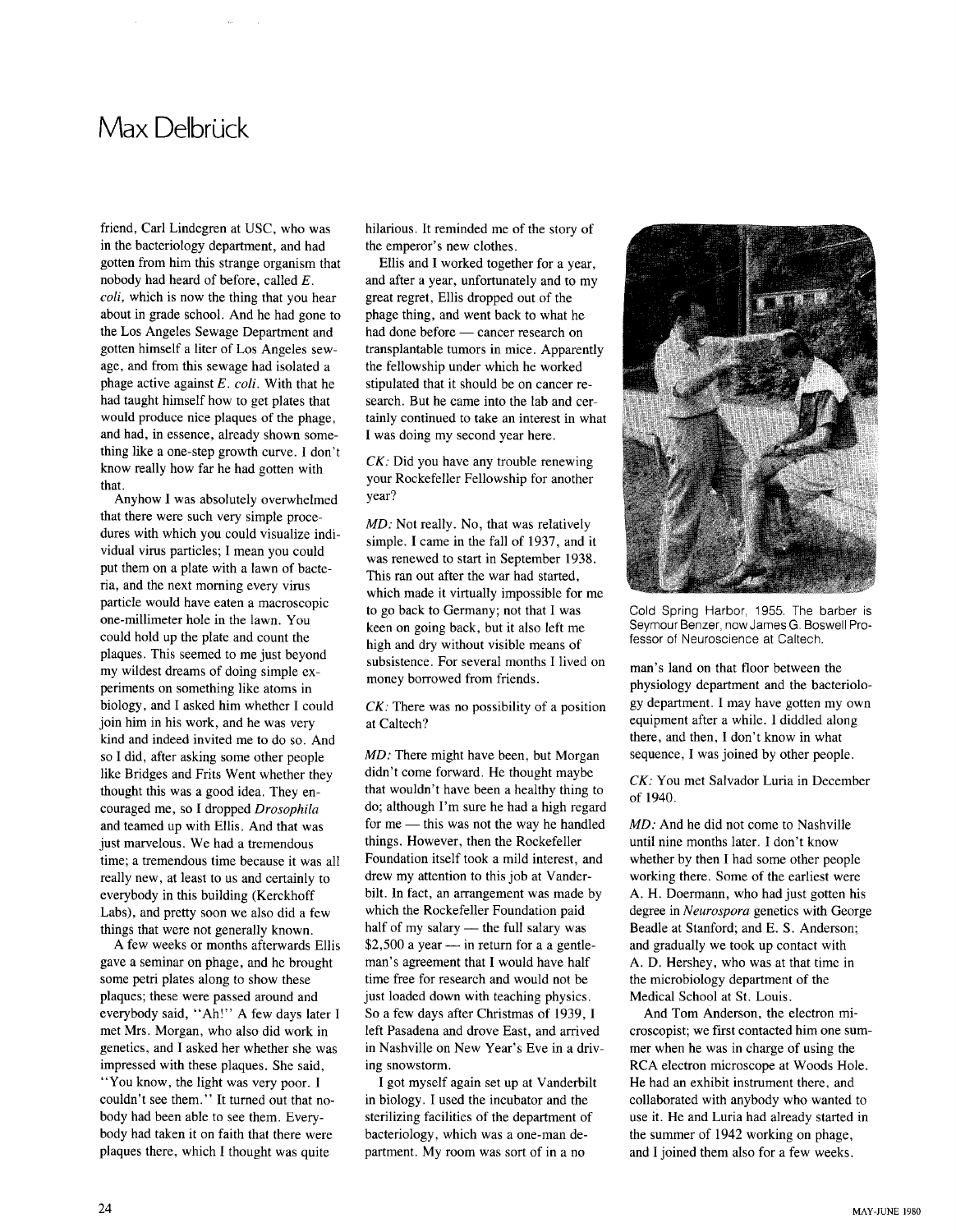friend, Carl Lindegren at USC, who was in the bacteriology department, and had gotten from him this strange organism that nobody had heard of before, called *E. coli*, which is now the thing that you hear about in grade school. And he had gone to the Los Angeles Sewage Department and gotten himself a liter of Los Angeles sewage, and from this sewage had isolated a phage active against *E. coli*. With that he had taught himself how to get plates that would produce nice plaques of the phage, and had, in essence, already shown something like a one-step growth curve. I don't know really how far he had gotten with that.

Anyhow I was absolutely overwhelmed that there were such very simple procedures with which you could visualize individual virus particles; I mean you could put them on a plate with a lawn of bacteria, and the next morning every virus particle would have eaten a macroscopic one-millimeter hole in the lawn. You could hold up the plate and count the plaques. This seemed to me just beyond my wildest dreams of doing simple experiments on something like atoms in biology, and I asked him whether I could join him in his work, and he was very kind and indeed invited me to do so. And so I did, after asking some other people like Bridges and Frits Went whether they thought this was a good idea. They encouraged me, so I dropped *Drosophila* and teamed up with Ellis. And that was just marvelous. We had a tremendous time; a tremendous time because it was all really new, at least to us and certainly to everybody in this building (Kerckhoff Labs), and pretty soon we also did a few things that were not generally known.

A few weeks or months afterwards Ellis gave a seminar on phage, and he brought some petri plates along to show these plaques; these were passed around and everybody said, "Ah!" A few days later I met Mrs. Morgan, who also did work in genetics, and I asked her whether she was impressed with these plaques. She said, "You know, the light was very poor. I couldn't see them." It turned out that nobody had been able to see them. Everybody had taken it on faith that there were plaques there, which I thought was quite hilarious. It reminded me of the story of the emperor's new clothes.

Ellis and I worked together for a year, and after a year, unfortunately and to my great regret, Ellis dropped out of the phage thing, and went back to what he had done before — cancer research on transplantable tumors in mice. Apparently the fellowship under which he worked stipulated that it should be on cancer research. But he came into the lab and certainly continued to take an interest in what I was doing my second year here.

*CK:* Did you have any trouble renewing your Rockefeller Fellowship for another year?

*MD:* Not really. No, that was relatively simple. I came in the fall of 1937, and it was renewed to start in September 1938. This ran out after the war had started, which made it virtually impossible for me to go back to Germany; not that I was keen on going back, but it also left me high and dry without visible means of subsistence. For several months I lived on money borrowed from friends.

*CK:* There was no possibility of a position at Caltech?

*MD:* There might have been, but Morgan didn't come forward. He thought maybe that wouldn't have been a healthy thing to do; although I'm sure he had a high regard for me — this was not the way he handled things. However, then the Rockefeller Foundation itself took a mild interest, and drew my attention to this job at Vanderbilt. In fact, an arrangement was made by which the Rockefeller Foundation paid half of my salary — the full salary was $2,500 a year — in return for a a gentleman's agreement that I would have half time free for research and would not be just loaded down with teaching physics. So a few days after Christmas of 1939, I left Pasadena and drove East, and arrived in Nashville on New Year's Eve in a driving snowstorm.

I got myself again set up at Vanderbilt in biology. I used the incubator and the sterilizing facilities of the department of bacteriology, which was a one-man department. My room was sort of in a no man's land on that floor between the physiology department and the bacteriology department. I may have gotten my own equipment after a while. I diddled along there, and then, I don't know in what sequence, I was joined by other people.

Cold Spring Harbor, 1955. The barber is Seymour Benzer, now James G. Boswell Professor of Neuroscience at Caltech.

*CK:* You met Salvador Luria in December of 1940.

*MD:* And he did not come to Nashville until nine months later. I don't know whether by then I had some other people working there. Some of the earliest were A. H. Doermann, who had just gotten his degree in *Neurospora* genetics with George Beadle at Stanford; and E. S. Anderson; and gradually we took up contact with A. D. Hershey, who was at that time in the microbiology department of the Medical School at St. Louis.

And Tom Anderson, the electron microscopist; we first contacted him one summer when he was in charge of using the RCA electron microscope at Woods Hole. He had an exhibit instrument there, and collaborated with anybody who wanted to use it. He and Luria had already started in the summer of 1942 working on phage, and I joined them also for a few weeks.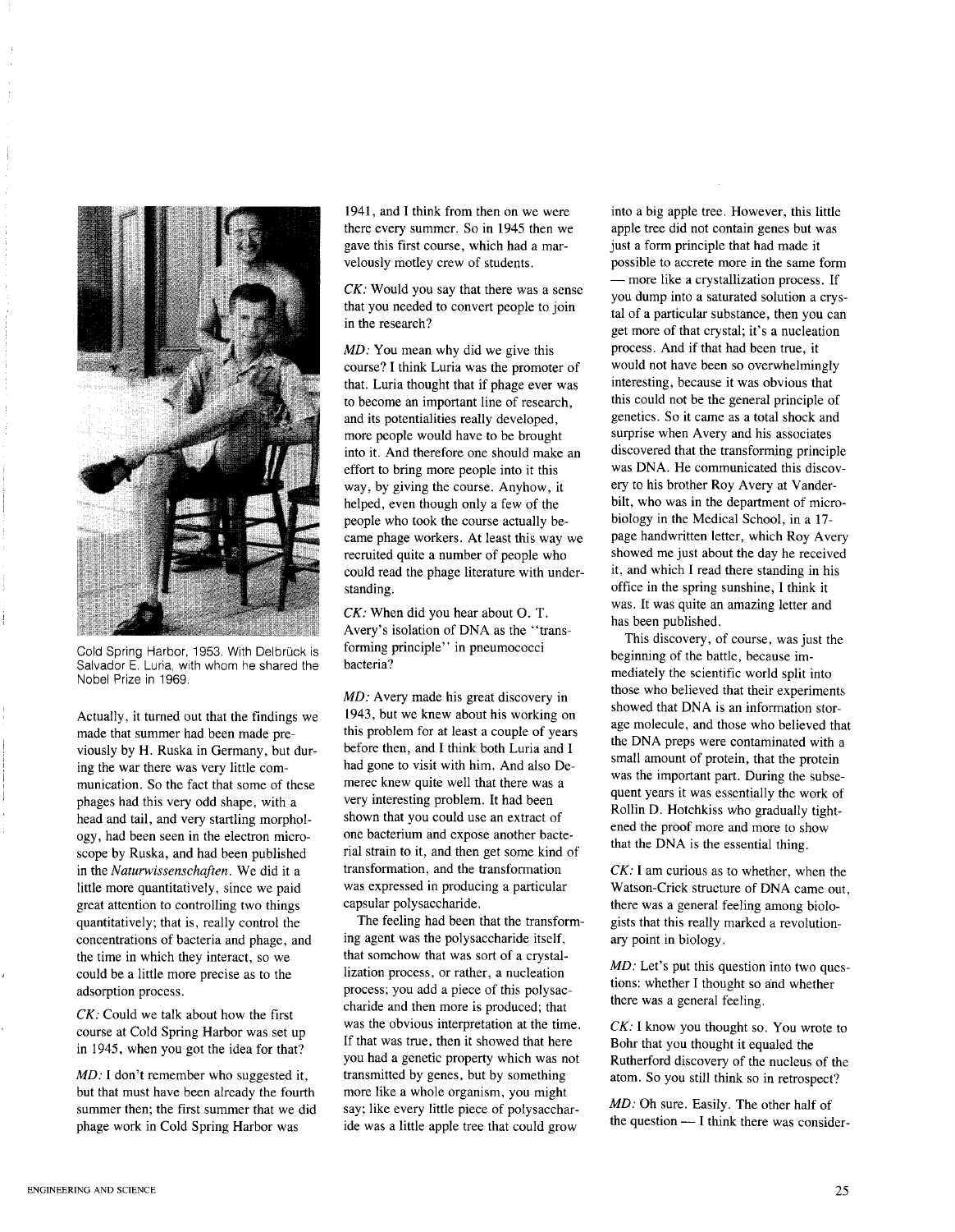Cold Spring Harbor, 1953. With Delbrück is Salvador E. Luria, with whom he shared the Nobel Prize in 1969.

Actually, it turned out that the findings we made that summer had been made previously by H. Ruska in Germany, but during the war there was very little communication. So the fact that some of these phages had this very odd shape, with a head and tail, and very startling morphology, had been seen in the electron microscope by Ruska, and had been published in the *Naturwissenschaften*. We did it a little more quantitatively, since we paid great attention to controlling two things quantitatively; that is, really control the concentrations of bacteria and phage, and the time in which they interact, so we could be a little more precise as to the adsorption process.

*CK:* Could we talk about how the first course at Cold Spring Harbor was set up in 1945, when you got the idea for that?

*MD:* I don't remember who suggested it, but that must have been already the fourth summer then; the first summer that we did phage work in Cold Spring Harbor was 1941, and I think from then on we were there every summer. So in 1945 then we gave this first course, which had a marvelously motley crew of students.

*CK:* Would you say that there was a sense that you needed to convert people to join in the research?

*MD:* You mean why did we give this course? I think Luria was the promoter of that. Luria thought that if phage ever was to become an important line of research, and its potentialities really developed, more people would have to be brought into it. And therefore one should make an effort to bring more people into it this way, by giving the course. Anyhow, it helped, even though only a few of the people who took the course actually became phage workers. At least this way we recruited quite a number of people who could read the phage literature with understanding.

*CK:* When did you hear about O. T. Avery's isolation of DNA as the "transforming principle" in pneumococci bacteria?

*MD:* Avery made his great discovery in 1943, but we knew about his working on this problem for at least a couple of years before then, and I think both Luria and I had gone to visit with him. And also Demerec knew quite well that there was a very interesting problem. It had been shown that you could use an extract of one bacterium and expose another bacterial strain to it, and then get some kind of transformation, and the transformation was expressed in producing a particular capsular polysaccharide.

The feeling had been that the transforming agent was the polysaccharide itself, that somehow that was sort of a crystallization process, or rather, a nucleation process; you add a piece of this polysaccharide and then more is produced; that was the obvious interpretation at the time. If that was true, then it showed that here you had a genetic property which was not transmitted by genes, but by something more like a whole organism, you might say; like every little piece of polysaccharide was a little apple tree that could grow into a big apple tree. However, this little apple tree did not contain genes but was just a form principle that had made it possible to accrete more in the same form — more like a crystallization process. If you dump into a saturated solution a crystal of a particular substance, then you can get more of that crystal; it's a nucleation process. And if that had been true, it would not have been so overwhelmingly interesting, because it was obvious that this could not be the general principle of genetics. So it came as a total shock and surprise when Avery and his associates discovered that the transforming principle was DNA. He communicated this discovery to his brother Roy Avery at Vanderbilt, who was in the department of microbiology in the Medical School, in a 17-page handwritten letter, which Roy Avery showed me just about the day he received it, and which I read there standing in his office in the spring sunshine, I think it was. It was quite an amazing letter and has been published.

This discovery, of course, was just the beginning of the battle, because immediately the scientific world split into those who believed that their experiments showed that DNA is an information storage molecule, and those who believed that the DNA preps were contaminated with a small amount of protein, that the protein was the important part. During the subsequent years it was essentially the work of Rollin D. Hotchkiss who gradually tightened the proof more and more to show that the DNA is the essential thing.

*CK:* I am curious as to whether, when the Watson-Crick structure of DNA came out, there was a general feeling among biologists that this really marked a revolutionary point in biology.

*MD:* Let's put this question into two questions: whether I thought so and whether there was a general feeling.

*CK:* I know you thought so. You wrote to Bohr that you thought it equaled the Rutherford discovery of the nucleus of the atom. So you still think so in retrospect?

*MD:* Oh sure. Easily. The other half of the question — I think there was consider-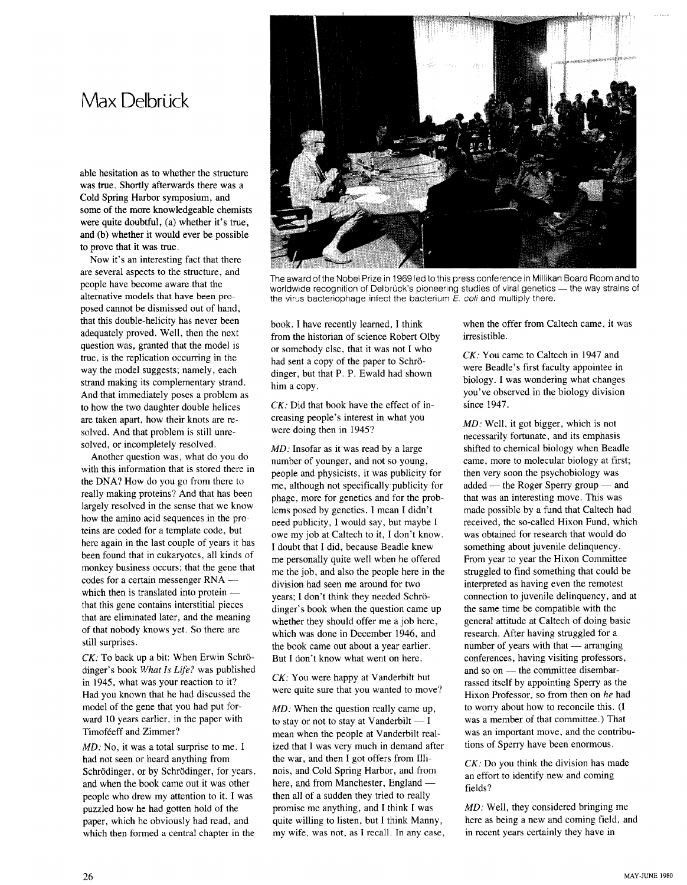# Max Delbrück

able hesitation as to whether the structure was true. Shortly afterwards there was a Cold Spring Harbor symposium, and some of the more knowledgeable chemists were quite doubtful, (a) whether it's true, and (b) whether it would ever be possible to prove that it was true.

Now it's an interesting fact that there are several aspects to the structure, and people have become aware that the alternative models that have been proposed cannot be dismissed out of hand, that this double-helicity has never been adequately proved. Well, then the next question was, granted that the model is true, is the replication occurring in the way the model suggests; namely, each strand making its complementary strand. And that immediately poses a problem as to how the two daughter double helices are taken apart, how their knots are resolved. And that problem is still unresolved, or incompletely resolved.

Another question was, what do you do with this information that is stored there in the DNA? How do you go from there to really making proteins? And that has been largely resolved in the sense that we know how the amino acid sequences in the proteins are coded for a template code, but here again in the last couple of years it has been found that in eukaryotes, all kinds of monkey business occurs; that the gene that codes for a certain messenger RNA — which then is translated into protein — that this gene contains interstitial pieces that are eliminated later, and the meaning of that nobody knows yet. So there are still surprises.

*CK:* To back up a bit: When Erwin Schrödinger's book *What Is Life?* was published in 1945, what was your reaction to it? Had you known that he had discussed the model of the gene that you had put forward 10 years earlier, in the paper with Timoféeff and Zimmer?

*MD:* No, it was a total surprise to me. I had not seen or heard anything from Schrödinger, or by Schrödinger, for years, and when the book came out it was other people who drew my attention to it. I was puzzled how he had gotten hold of the paper, which he obviously had read, and which then formed a central chapter in the book. I have recently learned, I think from the historian of science Robert Olby or somebody else, that it was not I who had sent a copy of the paper to Schrödinger, but that P. P. Ewald had shown him a copy.

*CK:* Did that book have the effect of increasing people's interest in what you were doing then in 1945?

*MD:* Insofar as it was read by a large number of younger, and not so young, people and physicists, it was publicity for me, although not specifically publicity for phage, more for genetics and for the problems posed by genetics. I mean I didn't need publicity, I would say, but maybe I owe my job at Caltech to it, I don't know. I doubt that I did, because Beadle knew me personally quite well when he offered me the job, and also the people here in the division had seen me around for two years; I don't think they needed Schrödinger's book when the question came up whether they should offer me a job here, which was done in December 1946, and the book came out about a year earlier. But I don't know what went on here.

*CK:* You were happy at Vanderbilt but were quite sure that you wanted to move?

*MD:* When the question really came up, to stay or not to stay at Vanderbilt — I mean when the people at Vanderbilt realized that I was very much in demand after the war, and then I got offers from Illinois, and Cold Spring Harbor, and from here, and from Manchester, England — then all of a sudden they tried to really promise me anything, and I think I was quite willing to listen, but I think Manny, my wife, was not, as I recall. In any case, when the offer from Caltech came, it was irresistible.

*CK:* You came to Caltech in 1947 and were Beadle's first faculty appointee in biology. I was wondering what changes you've observed in the biology division since 1947.

*MD:* Well, it got bigger, which is not necessarily fortunate, and its emphasis shifted to chemical biology when Beadle came, more to molecular biology at first; then very soon the psychobiology was added — the Roger Sperry group — and that was an interesting move. This was made possible by a fund that Caltech had received, the so-called Hixon Fund, which was obtained for research that would do something about juvenile delinquency. From year to year the Hixon Committee struggled to find something that could be interpreted as having even the remotest connection to juvenile delinquency, and at the same time be compatible with the general attitude at Caltech of doing basic research. After having struggled for a number of years with that — arranging conferences, having visiting professors, and so on — the committee disembarrassed itself by appointing Sperry as the Hixon Professor, so from then on *he* had to worry about how to reconcile this. (I was a member of that committee.) That was an important move, and the contributions of Sperry have been enormous.

*CK:* Do you think the division has made an effort to identify new and coming fields?

*MD:* Well, they considered bringing me here as being a new and coming field, and in recent years certainly they have in

The award of the Nobel Prize in 1969 led to this press conference in Millikan Board Room and to worldwide recognition of Delbrück's pioneering studies of viral genetics — the way strains of the virus bacteriophage infect the bacterium *E. coli* and multiply there.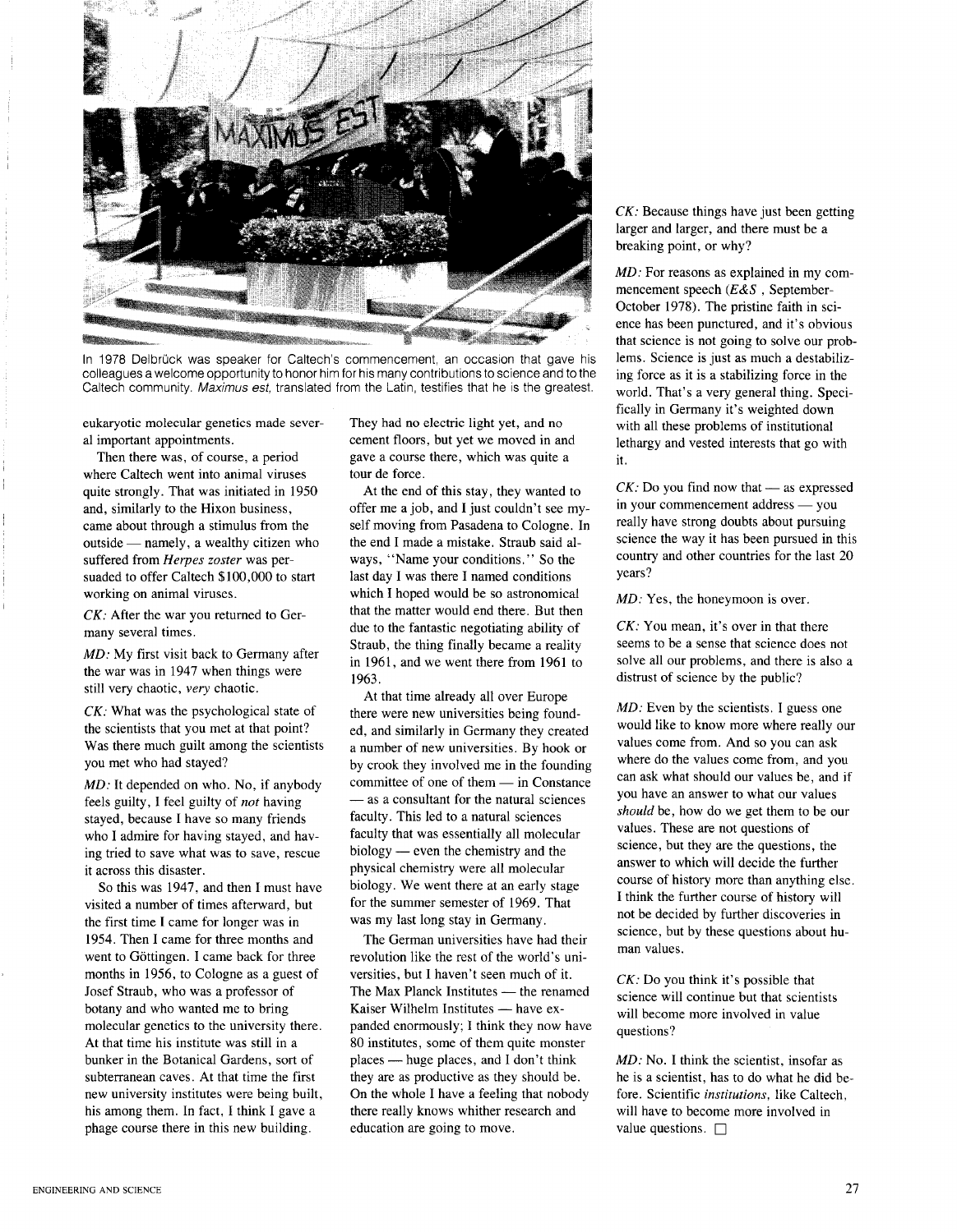In 1978 Delbrück was speaker for Caltech's commencement, an occasion that gave his colleagues a welcome opportunity to honor him for his many contributions to science and to the Caltech community. *Maximus est*, translated from the Latin, testifies that he is the greatest.

eukaryotic molecular genetics made several important appointments.

Then there was, of course, a period where Caltech went into animal viruses quite strongly. That was initiated in 1950 and, similarly to the Hixon business, came about through a stimulus from the outside — namely, a wealthy citizen who suffered from *Herpes zoster* was persuaded to offer Caltech $100,000 to start working on animal viruses.

*CK:* After the war you returned to Germany several times.

*MD:* My first visit back to Germany after the war was in 1947 when things were still very chaotic, *very* chaotic.

*CK:* What was the psychological state of the scientists that you met at that point? Was there much guilt among the scientists you met who had stayed?

*MD:* It depended on who. No, if anybody feels guilty, I feel guilty of *not* having stayed, because I have so many friends who I admire for having stayed, and having tried to save what was to save, rescue it across this disaster.

So this was 1947, and then I must have visited a number of times afterward, but the first time I came for longer was in 1954. Then I came for three months and went to Göttingen. I came back for three months in 1956, to Cologne as a guest of Josef Straub, who was a professor of botany and who wanted me to bring molecular genetics to the university there. At that time his institute was still in a bunker in the Botanical Gardens, sort of subterranean caves. At that time the first new university institutes were being built, his among them. In fact, I think I gave a phage course there in this new building. They had no electric light yet, and no cement floors, but yet we moved in and gave a course there, which was quite a tour de force.

At the end of this stay, they wanted to offer me a job, and I just couldn't see myself moving from Pasadena to Cologne. In the end I made a mistake. Straub said always, "Name your conditions." So the last day I was there I named conditions which I hoped would be so astronomical that the matter would end there. But then due to the fantastic negotiating ability of Straub, the thing finally became a reality in 1961, and we went there from 1961 to 1963.

At that time already all over Europe there were new universities being founded, and similarly in Germany they created a number of new universities. By hook or by crook they involved me in the founding committee of one of them — in Constance — as a consultant for the natural sciences faculty. This led to a natural sciences faculty that was essentially all molecular biology — even the chemistry and the physical chemistry were all molecular biology. We went there at an early stage for the summer semester of 1969. That was my last long stay in Germany.

The German universities have had their revolution like the rest of the world's universities, but I haven't seen much of it. The Max Planck Institutes — the renamed Kaiser Wilhelm Institutes — have expanded enormously; I think they now have 80 institutes, some of them quite monster places — huge places, and I don't think they are as productive as they should be. On the whole I have a feeling that nobody there really knows whither research and education are going to move.

*CK:* Because things have just been getting larger and larger, and there must be a breaking point, or why?

*MD:* For reasons as explained in my commencement speech (*E&S*, September-October 1978). The pristine faith in science has been punctured, and it's obvious that science is not going to solve our problems. Science is just as much a destabilizing force as it is a stabilizing force in the world. That's a very general thing. Specifically in Germany it's weighted down with all these problems of institutional lethargy and vested interests that go with it.

*CK:* Do you find now that — as expressed in your commencement address — you really have strong doubts about pursuing science the way it has been pursued in this country and other countries for the last 20 years?

*MD:* Yes, the honeymoon is over.

*CK:* You mean, it's over in that there seems to be a sense that science does not solve all our problems, and there is also a distrust of science by the public?

*MD:* Even by the scientists. I guess one would like to know more where really our values come from. And so you can ask where do the values come from, and you can ask what should our values be, and if you have an answer to what our values *should* be, how do we get them to be our values. These are not questions of science, but they are the questions, the answer to which will decide the further course of history more than anything else. I think the further course of history will not be decided by further discoveries in science, but by these questions about human values.

*CK:* Do you think it's possible that science will continue but that scientists will become more involved in value questions?

*MD:* No. I think the scientist, insofar as he is a scientist, has to do what he did before. Scientific *institutions*, like Caltech, will have to become more involved in value questions. □